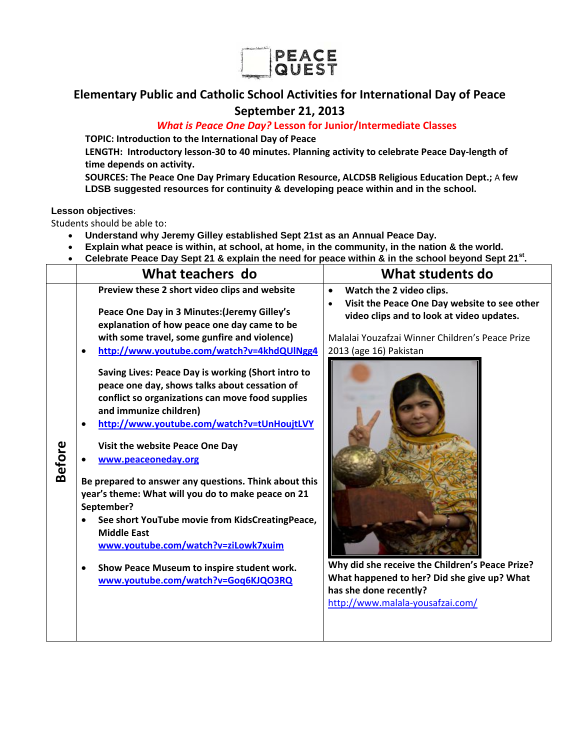PEACE QUEST

# Elementary Public and Catholic School Activities for International Day of Peace

## September 21, 2013

### *What is Peace One Day?* Lesson for Junior/Intermediate Classes

**TOPIC: Introduction to the International Day of Peace**

**LENGTH: Introductory lesson-30 to 40 minutes. Planning activity to celebrate Peace Day-length of time depends on activity.**

**SOURCES: The Peace One Day Primary Education Resource, ALCDSB Religious Education Dept.; A few LDSB suggested resources for continuity & developing peace within and in the school.**

**Lesson objectives**:

Students should be able to:

- **Understand why Jeremy Gilley established Sept 21st as an Annual Peace Day.**
- **Explain what peace is within, at school, at home, in the community, in the nation & the world.**
- **Celebrate Peace Day Sept 21 & explain the need for peace within & in the school beyond Sept 21st.**

| | What teachers do | What students do |
|---|---|---|
| **Before** | **Preview these 2 short video clips and website**<br><br>**Peace One Day in 3 Minutes:(Jeremy Gilley's explanation of how peace one day came to be with some travel, some gunfire and violence)**<br>• http://www.youtube.com/watch?v=4khdQUINgg4<br><br>**Saving Lives: Peace Day is working (Short intro to peace one day, shows talks about cessation of conflict so organizations can move food supplies and immunize children)**<br>• http://www.youtube.com/watch?v=tUnHoujtLVY<br><br>**Visit the website Peace One Day**<br>• www.peaceoneday.org<br><br>**Be prepared to answer any questions. Think about this year's theme: What will you do to make peace on 21 September?**<br>• **See short YouTube movie from KidsCreatingPeace, Middle East** www.youtube.com/watch?v=ziLowk7xuim<br><br>• **Show Peace Museum to inspire student work.** www.youtube.com/watch?v=Goq6KJQO3RQ | • **Watch the 2 video clips.**<br>• **Visit the Peace One Day website to see other video clips and to look at video updates.**<br><br>Malalai Youzafzai Winner Children's Peace Prize 2013 (age 16) Pakistan<br><br>**Why did she receive the Children's Peace Prize? What happened to her? Did she give up? What has she done recently?**<br>http://www.malala-yousafzai.com/ |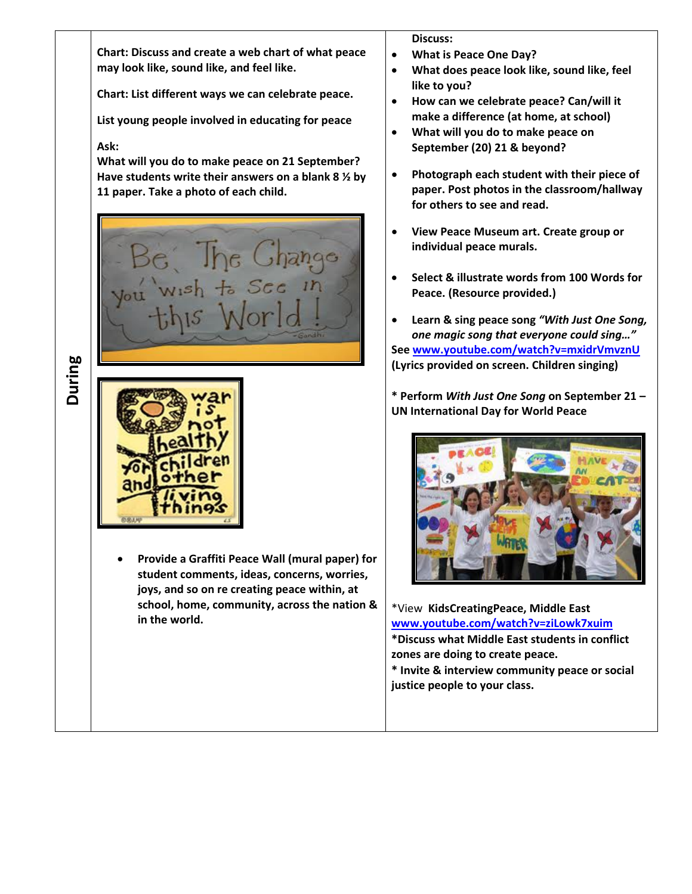| During | Chart: Discuss and create a web chart of what peace may look like, sound like, and feel like.<br><br>Chart: List different ways we can celebrate peace.<br><br>List young people involved in educating for peace<br><br>Ask:<br>What will you do to make peace on 21 September? Have students write their answers on a blank 8 ½ by 11 paper. Take a photo of each child.<br><br>• Provide a Graffiti Peace Wall (mural paper) for student comments, ideas, concerns, worries, joys, and so on re creating peace within, at school, home, community, across the nation & in the world. | Discuss:<br>• What is Peace One Day?<br>• What does peace look like, sound like, feel like to you?<br>• How can we celebrate peace? Can/will it make a difference (at home, at school)<br>• What will you do to make peace on September (20) 21 & beyond?<br><br>• Photograph each student with their piece of paper. Post photos in the classroom/hallway for others to see and read.<br><br>• View Peace Museum art. Create group or individual peace murals.<br><br>• Select & illustrate words from 100 Words for Peace. (Resource provided.)<br><br>• Learn & sing peace song *"With Just One Song, one magic song that everyone could sing…"*<br>See www.youtube.com/watch?v=mxidrVmvznU (Lyrics provided on screen. Children singing)<br><br>* Perform *With Just One Song* on September 21 – UN International Day for World Peace<br><br>*View KidsCreatingPeace, Middle East www.youtube.com/watch?v=ziLowk7xuim<br>*Discuss what Middle East students in conflict zones are doing to create peace.<br>* Invite & interview community peace or social justice people to your class. |
|---|---|---|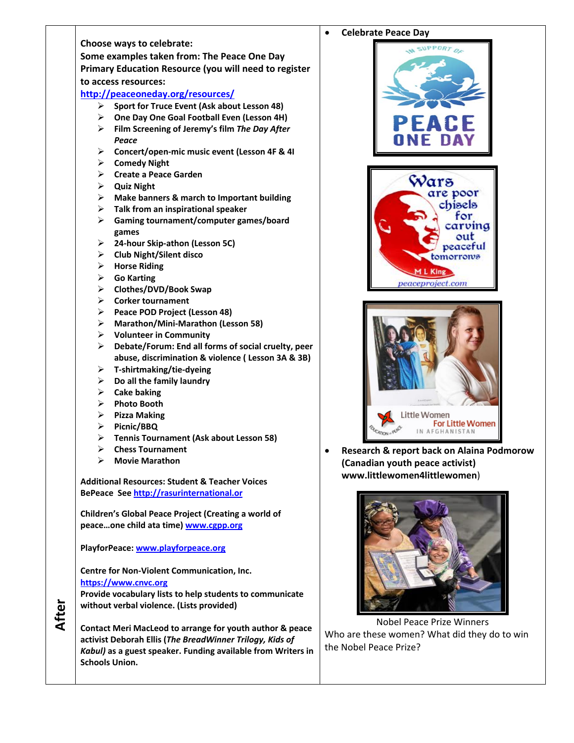**After**

**Choose ways to celebrate:**
**Some examples taken from: The Peace One Day Primary Education Resource (you will need to register to access resources:**
**http://peaceoneday.org/resources/**

- **Sport for Truce Event (Ask about Lesson 48)**
- **One Day One Goal Football Even (Lesson 4H)**
- **Film Screening of Jeremy's film *The Day After Peace***
- **Concert/open-mic music event (Lesson 4F & 4I**
- **Comedy Night**
- **Create a Peace Garden**
- **Quiz Night**
- **Make banners & march to Important building**
- **Talk from an inspirational speaker**
- **Gaming tournament/computer games/board games**
- **24-hour Skip-athon (Lesson 5C)**
- **Club Night/Silent disco**
- **Horse Riding**
- **Go Karting**
- **Clothes/DVD/Book Swap**
- **Corker tournament**
- **Peace POD Project (Lesson 48)**
- **Marathon/Mini-Marathon (Lesson 58)**
- **Volunteer in Community**
- **Debate/Forum: End all forms of social cruelty, peer abuse, discrimination & violence ( Lesson 3A & 3B)**
- **T-shirtmaking/tie-dyeing**
- **Do all the family laundry**
- **Cake baking**
- **Photo Booth**
- **Pizza Making**
- **Picnic/BBQ**
- **Tennis Tournament (Ask about Lesson 58)**
- **Chess Tournament**
- **Movie Marathon**

**Additional Resources: Student & Teacher Voices**
**BePeace See http://rasurinternational.or**

**Children's Global Peace Project (Creating a world of peace…one child ata time) www.cgpp.org**

**PlayforPeace: www.playforpeace.org**

**Centre for Non-Violent Communication, Inc.**
**https://www.cnvc.org**
**Provide vocabulary lists to help students to communicate without verbal violence. (Lists provided)**

**Contact Meri MacLeod to arrange for youth author & peace activist Deborah Ellis (*The BreadWinner Trilogy, Kids of Kabul)* as a guest speaker. Funding available from Writers in Schools Union.**

- **Celebrate Peace Day**

- **Research & report back on Alaina Podmorow (Canadian youth peace activist) www.littlewomen4littlewomen**)

Nobel Peace Prize Winners

Who are these women? What did they do to win the Nobel Peace Prize?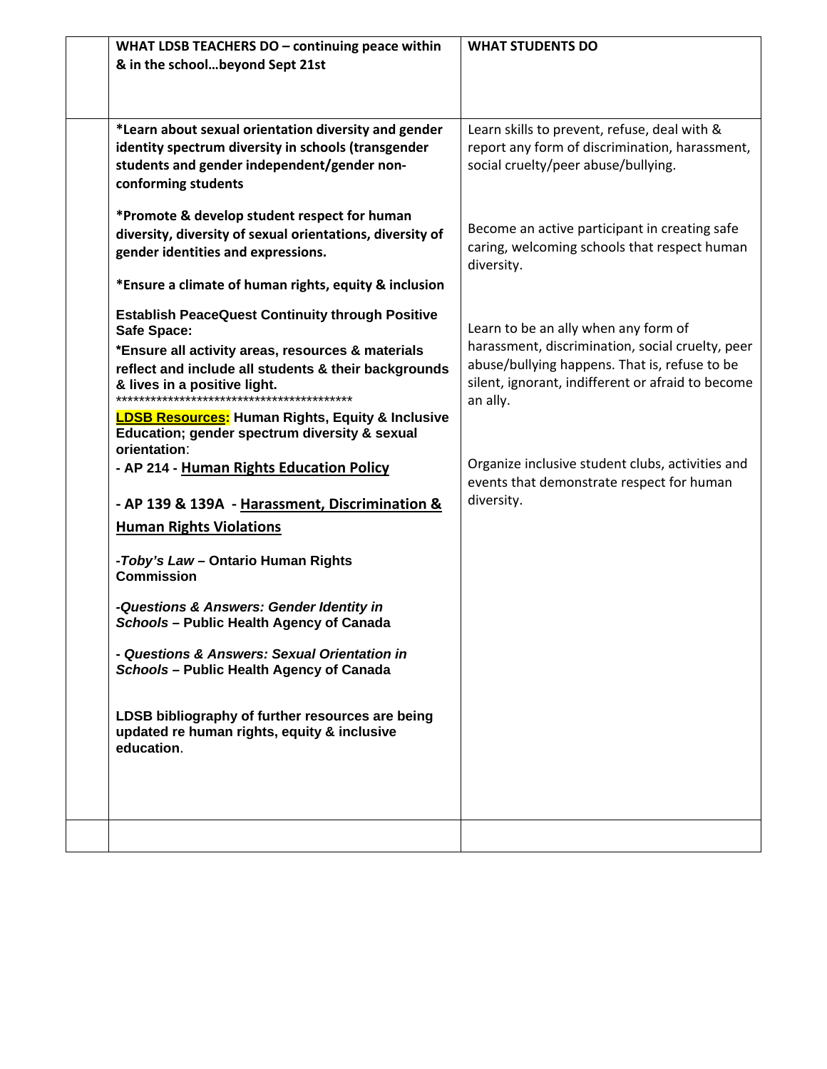| | WHAT LDSB TEACHERS DO – continuing peace within & in the school…beyond Sept 21st | WHAT STUDENTS DO |
|---|---|---|
| | **\*Learn about sexual orientation diversity and gender identity spectrum diversity in schools (transgender students and gender independent/gender non-conforming students**<br><br>**\*Promote & develop student respect for human diversity, diversity of sexual orientations, diversity of gender identities and expressions.**<br><br>**\*Ensure a climate of human rights, equity & inclusion**<br><br>**Establish PeaceQuest Continuity through Positive Safe Space:**<br>**\*Ensure all activity areas, resources & materials reflect and include all students & their backgrounds & lives in a positive light.**<br>\*\*\*\*\*\*\*\*\*\*\*\*\*\*\*\*\*\*\*\*\*\*\*\*\*\*\*\*\*\*\*\*\*\*\*\*\*\*\*\*\*\*\*<br>**LDSB Resources: Human Rights, Equity & Inclusive Education; gender spectrum diversity & sexual orientation**:<br>**- AP 214 - Human Rights Education Policy**<br><br>**- AP 139 & 139A - Harassment, Discrimination & Human Rights Violations**<br><br>**-*Toby's Law* – Ontario Human Rights Commission**<br><br>**-*Questions & Answers: Gender Identity in Schools* – Public Health Agency of Canada**<br><br>**- *Questions & Answers: Sexual Orientation in Schools* – Public Health Agency of Canada**<br><br>**LDSB bibliography of further resources are being updated re human rights, equity & inclusive education**. | Learn skills to prevent, refuse, deal with & report any form of discrimination, harassment, social cruelty/peer abuse/bullying.<br><br>Become an active participant in creating safe caring, welcoming schools that respect human diversity.<br><br>Learn to be an ally when any form of harassment, discrimination, social cruelty, peer abuse/bullying happens. That is, refuse to be silent, ignorant, indifferent or afraid to become an ally.<br><br>Organize inclusive student clubs, activities and events that demonstrate respect for human diversity. |
| | | |